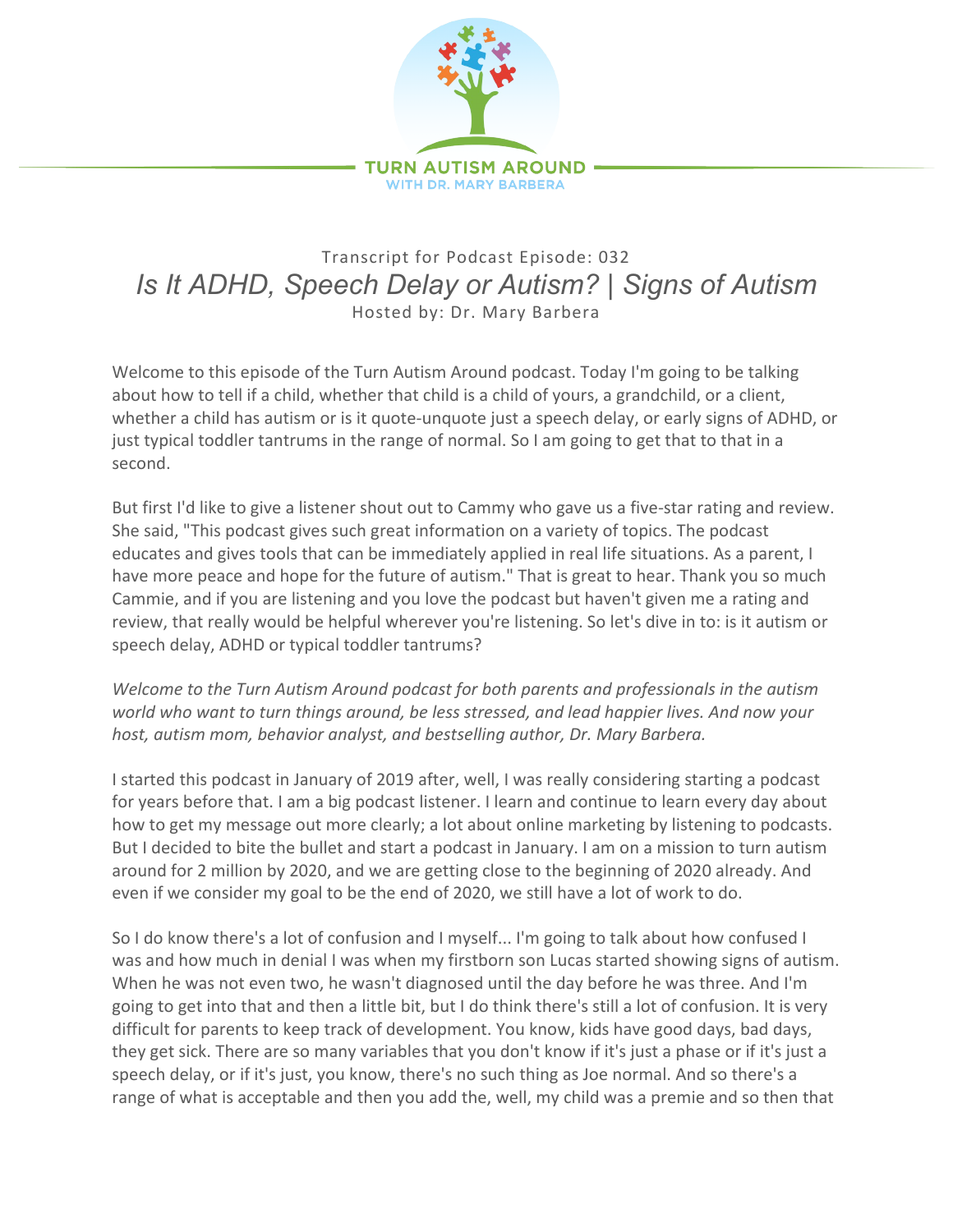TURN AUTISM AROUND
WITH DR. MARY BARBERA

Transcript for Podcast Episode: 032

# *Is It ADHD, Speech Delay or Autism? | Signs of Autism*

Hosted by: Dr. Mary Barbera

Welcome to this episode of the Turn Autism Around podcast. Today I'm going to be talking about how to tell if a child, whether that child is a child of yours, a grandchild, or a client, whether a child has autism or is it quote-unquote just a speech delay, or early signs of ADHD, or just typical toddler tantrums in the range of normal. So I am going to get that to that in a second.

But first I'd like to give a listener shout out to Cammy who gave us a five-star rating and review. She said, "This podcast gives such great information on a variety of topics. The podcast educates and gives tools that can be immediately applied in real life situations. As a parent, I have more peace and hope for the future of autism." That is great to hear. Thank you so much Cammie, and if you are listening and you love the podcast but haven't given me a rating and review, that really would be helpful wherever you're listening. So let's dive in to: is it autism or speech delay, ADHD or typical toddler tantrums?

*Welcome to the Turn Autism Around podcast for both parents and professionals in the autism world who want to turn things around, be less stressed, and lead happier lives. And now your host, autism mom, behavior analyst, and bestselling author, Dr. Mary Barbera.*

I started this podcast in January of 2019 after, well, I was really considering starting a podcast for years before that. I am a big podcast listener. I learn and continue to learn every day about how to get my message out more clearly; a lot about online marketing by listening to podcasts. But I decided to bite the bullet and start a podcast in January. I am on a mission to turn autism around for 2 million by 2020, and we are getting close to the beginning of 2020 already. And even if we consider my goal to be the end of 2020, we still have a lot of work to do.

So I do know there's a lot of confusion and I myself... I'm going to talk about how confused I was and how much in denial I was when my firstborn son Lucas started showing signs of autism. When he was not even two, he wasn't diagnosed until the day before he was three. And I'm going to get into that and then a little bit, but I do think there's still a lot of confusion. It is very difficult for parents to keep track of development. You know, kids have good days, bad days, they get sick. There are so many variables that you don't know if it's just a phase or if it's just a speech delay, or if it's just, you know, there's no such thing as Joe normal. And so there's a range of what is acceptable and then you add the, well, my child was a premie and so then that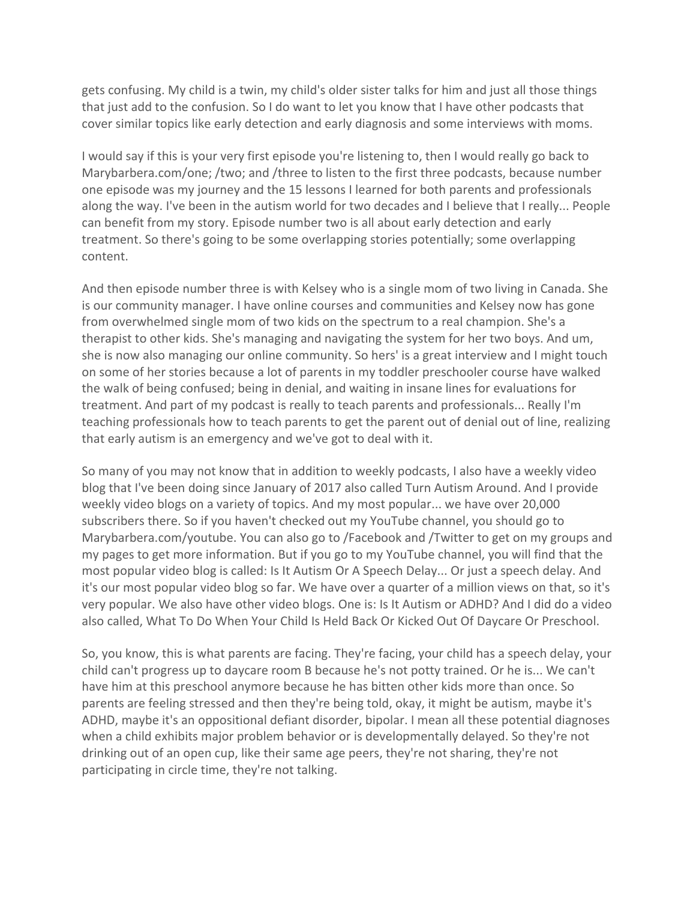gets confusing. My child is a twin, my child's older sister talks for him and just all those things that just add to the confusion. So I do want to let you know that I have other podcasts that cover similar topics like early detection and early diagnosis and some interviews with moms.

I would say if this is your very first episode you're listening to, then I would really go back to Marybarbera.com/one; /two; and /three to listen to the first three podcasts, because number one episode was my journey and the 15 lessons I learned for both parents and professionals along the way. I've been in the autism world for two decades and I believe that I really... People can benefit from my story. Episode number two is all about early detection and early treatment. So there's going to be some overlapping stories potentially; some overlapping content.

And then episode number three is with Kelsey who is a single mom of two living in Canada. She is our community manager. I have online courses and communities and Kelsey now has gone from overwhelmed single mom of two kids on the spectrum to a real champion. She's a therapist to other kids. She's managing and navigating the system for her two boys. And um, she is now also managing our online community. So hers' is a great interview and I might touch on some of her stories because a lot of parents in my toddler preschooler course have walked the walk of being confused; being in denial, and waiting in insane lines for evaluations for treatment. And part of my podcast is really to teach parents and professionals... Really I'm teaching professionals how to teach parents to get the parent out of denial out of line, realizing that early autism is an emergency and we've got to deal with it.

So many of you may not know that in addition to weekly podcasts, I also have a weekly video blog that I've been doing since January of 2017 also called Turn Autism Around. And I provide weekly video blogs on a variety of topics. And my most popular... we have over 20,000 subscribers there. So if you haven't checked out my YouTube channel, you should go to Marybarbera.com/youtube. You can also go to /Facebook and /Twitter to get on my groups and my pages to get more information. But if you go to my YouTube channel, you will find that the most popular video blog is called: Is It Autism Or A Speech Delay... Or just a speech delay. And it's our most popular video blog so far. We have over a quarter of a million views on that, so it's very popular. We also have other video blogs. One is: Is It Autism or ADHD? And I did do a video also called, What To Do When Your Child Is Held Back Or Kicked Out Of Daycare Or Preschool.

So, you know, this is what parents are facing. They're facing, your child has a speech delay, your child can't progress up to daycare room B because he's not potty trained. Or he is... We can't have him at this preschool anymore because he has bitten other kids more than once. So parents are feeling stressed and then they're being told, okay, it might be autism, maybe it's ADHD, maybe it's an oppositional defiant disorder, bipolar. I mean all these potential diagnoses when a child exhibits major problem behavior or is developmentally delayed. So they're not drinking out of an open cup, like their same age peers, they're not sharing, they're not participating in circle time, they're not talking.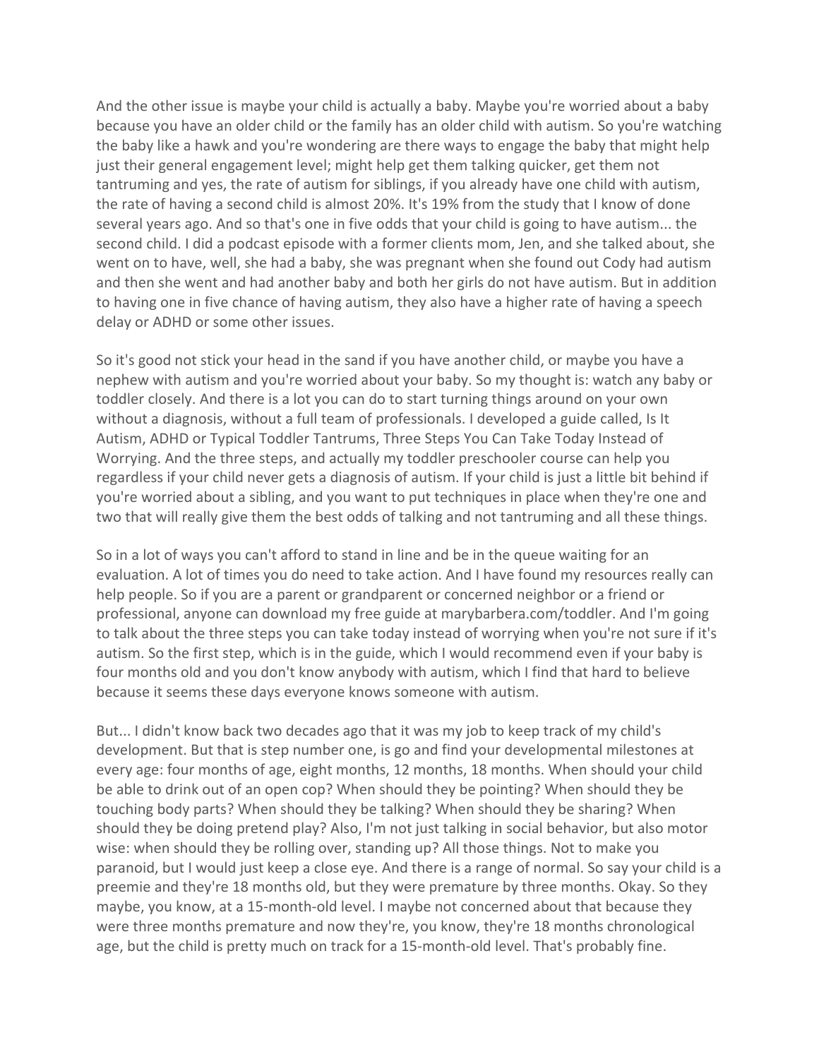And the other issue is maybe your child is actually a baby. Maybe you're worried about a baby because you have an older child or the family has an older child with autism. So you're watching the baby like a hawk and you're wondering are there ways to engage the baby that might help just their general engagement level; might help get them talking quicker, get them not tantruming and yes, the rate of autism for siblings, if you already have one child with autism, the rate of having a second child is almost 20%. It's 19% from the study that I know of done several years ago. And so that's one in five odds that your child is going to have autism... the second child. I did a podcast episode with a former clients mom, Jen, and she talked about, she went on to have, well, she had a baby, she was pregnant when she found out Cody had autism and then she went and had another baby and both her girls do not have autism. But in addition to having one in five chance of having autism, they also have a higher rate of having a speech delay or ADHD or some other issues.

So it's good not stick your head in the sand if you have another child, or maybe you have a nephew with autism and you're worried about your baby. So my thought is: watch any baby or toddler closely. And there is a lot you can do to start turning things around on your own without a diagnosis, without a full team of professionals. I developed a guide called, Is It Autism, ADHD or Typical Toddler Tantrums, Three Steps You Can Take Today Instead of Worrying. And the three steps, and actually my toddler preschooler course can help you regardless if your child never gets a diagnosis of autism. If your child is just a little bit behind if you're worried about a sibling, and you want to put techniques in place when they're one and two that will really give them the best odds of talking and not tantruming and all these things.

So in a lot of ways you can't afford to stand in line and be in the queue waiting for an evaluation. A lot of times you do need to take action. And I have found my resources really can help people. So if you are a parent or grandparent or concerned neighbor or a friend or professional, anyone can download my free guide at marybarbera.com/toddler. And I'm going to talk about the three steps you can take today instead of worrying when you're not sure if it's autism. So the first step, which is in the guide, which I would recommend even if your baby is four months old and you don't know anybody with autism, which I find that hard to believe because it seems these days everyone knows someone with autism.

But... I didn't know back two decades ago that it was my job to keep track of my child's development. But that is step number one, is go and find your developmental milestones at every age: four months of age, eight months, 12 months, 18 months. When should your child be able to drink out of an open cop? When should they be pointing? When should they be touching body parts? When should they be talking? When should they be sharing? When should they be doing pretend play? Also, I'm not just talking in social behavior, but also motor wise: when should they be rolling over, standing up? All those things. Not to make you paranoid, but I would just keep a close eye. And there is a range of normal. So say your child is a preemie and they're 18 months old, but they were premature by three months. Okay. So they maybe, you know, at a 15-month-old level. I maybe not concerned about that because they were three months premature and now they're, you know, they're 18 months chronological age, but the child is pretty much on track for a 15-month-old level. That's probably fine.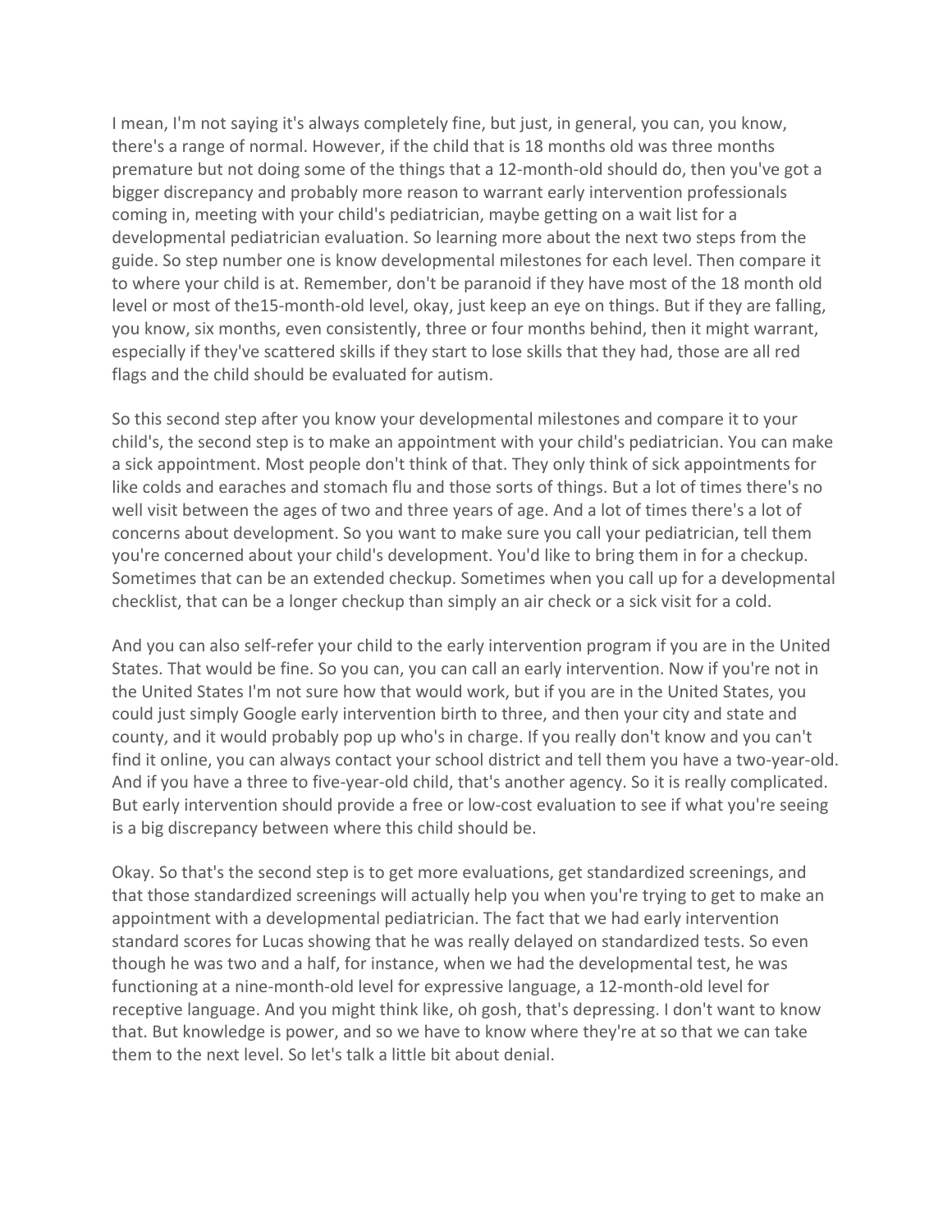I mean, I'm not saying it's always completely fine, but just, in general, you can, you know, there's a range of normal. However, if the child that is 18 months old was three months premature but not doing some of the things that a 12-month-old should do, then you've got a bigger discrepancy and probably more reason to warrant early intervention professionals coming in, meeting with your child's pediatrician, maybe getting on a wait list for a developmental pediatrician evaluation. So learning more about the next two steps from the guide. So step number one is know developmental milestones for each level. Then compare it to where your child is at. Remember, don't be paranoid if they have most of the 18 month old level or most of the15-month-old level, okay, just keep an eye on things. But if they are falling, you know, six months, even consistently, three or four months behind, then it might warrant, especially if they've scattered skills if they start to lose skills that they had, those are all red flags and the child should be evaluated for autism.

So this second step after you know your developmental milestones and compare it to your child's, the second step is to make an appointment with your child's pediatrician. You can make a sick appointment. Most people don't think of that. They only think of sick appointments for like colds and earaches and stomach flu and those sorts of things. But a lot of times there's no well visit between the ages of two and three years of age. And a lot of times there's a lot of concerns about development. So you want to make sure you call your pediatrician, tell them you're concerned about your child's development. You'd like to bring them in for a checkup. Sometimes that can be an extended checkup. Sometimes when you call up for a developmental checklist, that can be a longer checkup than simply an air check or a sick visit for a cold.

And you can also self-refer your child to the early intervention program if you are in the United States. That would be fine. So you can, you can call an early intervention. Now if you're not in the United States I'm not sure how that would work, but if you are in the United States, you could just simply Google early intervention birth to three, and then your city and state and county, and it would probably pop up who's in charge. If you really don't know and you can't find it online, you can always contact your school district and tell them you have a two-year-old. And if you have a three to five-year-old child, that's another agency. So it is really complicated. But early intervention should provide a free or low-cost evaluation to see if what you're seeing is a big discrepancy between where this child should be.

Okay. So that's the second step is to get more evaluations, get standardized screenings, and that those standardized screenings will actually help you when you're trying to get to make an appointment with a developmental pediatrician. The fact that we had early intervention standard scores for Lucas showing that he was really delayed on standardized tests. So even though he was two and a half, for instance, when we had the developmental test, he was functioning at a nine-month-old level for expressive language, a 12-month-old level for receptive language. And you might think like, oh gosh, that's depressing. I don't want to know that. But knowledge is power, and so we have to know where they're at so that we can take them to the next level. So let's talk a little bit about denial.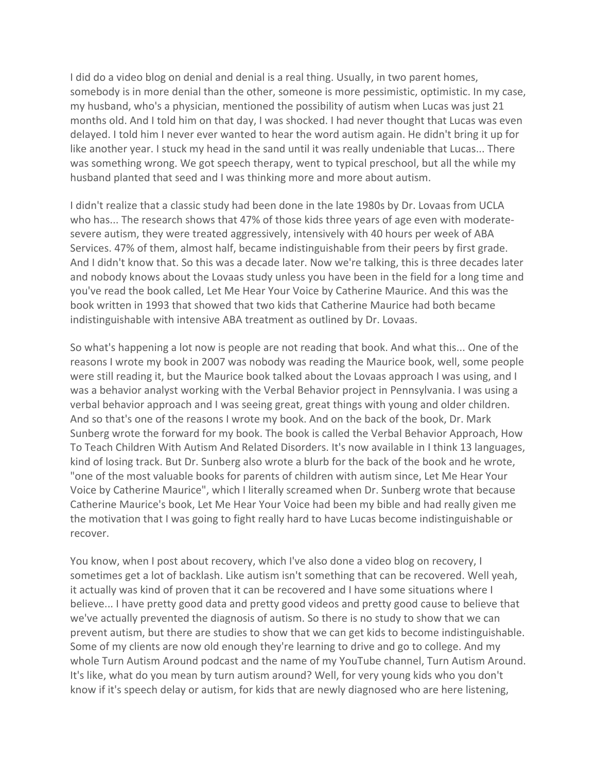I did do a video blog on denial and denial is a real thing. Usually, in two parent homes, somebody is in more denial than the other, someone is more pessimistic, optimistic. In my case, my husband, who's a physician, mentioned the possibility of autism when Lucas was just 21 months old. And I told him on that day, I was shocked. I had never thought that Lucas was even delayed. I told him I never ever wanted to hear the word autism again. He didn't bring it up for like another year. I stuck my head in the sand until it was really undeniable that Lucas... There was something wrong. We got speech therapy, went to typical preschool, but all the while my husband planted that seed and I was thinking more and more about autism.

I didn't realize that a classic study had been done in the late 1980s by Dr. Lovaas from UCLA who has... The research shows that 47% of those kids three years of age even with moderate-severe autism, they were treated aggressively, intensively with 40 hours per week of ABA Services. 47% of them, almost half, became indistinguishable from their peers by first grade. And I didn't know that. So this was a decade later. Now we're talking, this is three decades later and nobody knows about the Lovaas study unless you have been in the field for a long time and you've read the book called, Let Me Hear Your Voice by Catherine Maurice. And this was the book written in 1993 that showed that two kids that Catherine Maurice had both became indistinguishable with intensive ABA treatment as outlined by Dr. Lovaas.

So what's happening a lot now is people are not reading that book. And what this... One of the reasons I wrote my book in 2007 was nobody was reading the Maurice book, well, some people were still reading it, but the Maurice book talked about the Lovaas approach I was using, and I was a behavior analyst working with the Verbal Behavior project in Pennsylvania. I was using a verbal behavior approach and I was seeing great, great things with young and older children. And so that's one of the reasons I wrote my book. And on the back of the book, Dr. Mark Sunberg wrote the forward for my book. The book is called the Verbal Behavior Approach, How To Teach Children With Autism And Related Disorders. It's now available in I think 13 languages, kind of losing track. But Dr. Sunberg also wrote a blurb for the back of the book and he wrote, "one of the most valuable books for parents of children with autism since, Let Me Hear Your Voice by Catherine Maurice", which I literally screamed when Dr. Sunberg wrote that because Catherine Maurice's book, Let Me Hear Your Voice had been my bible and had really given me the motivation that I was going to fight really hard to have Lucas become indistinguishable or recover.

You know, when I post about recovery, which I've also done a video blog on recovery, I sometimes get a lot of backlash. Like autism isn't something that can be recovered. Well yeah, it actually was kind of proven that it can be recovered and I have some situations where I believe... I have pretty good data and pretty good videos and pretty good cause to believe that we've actually prevented the diagnosis of autism. So there is no study to show that we can prevent autism, but there are studies to show that we can get kids to become indistinguishable. Some of my clients are now old enough they're learning to drive and go to college. And my whole Turn Autism Around podcast and the name of my YouTube channel, Turn Autism Around. It's like, what do you mean by turn autism around? Well, for very young kids who you don't know if it's speech delay or autism, for kids that are newly diagnosed who are here listening,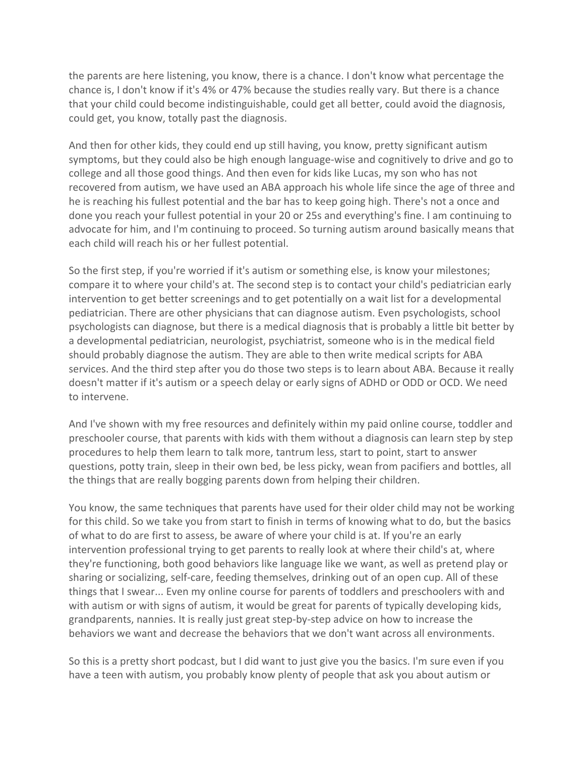the parents are here listening, you know, there is a chance. I don't know what percentage the chance is, I don't know if it's 4% or 47% because the studies really vary. But there is a chance that your child could become indistinguishable, could get all better, could avoid the diagnosis, could get, you know, totally past the diagnosis.

And then for other kids, they could end up still having, you know, pretty significant autism symptoms, but they could also be high enough language-wise and cognitively to drive and go to college and all those good things. And then even for kids like Lucas, my son who has not recovered from autism, we have used an ABA approach his whole life since the age of three and he is reaching his fullest potential and the bar has to keep going high. There's not a once and done you reach your fullest potential in your 20 or 25s and everything's fine. I am continuing to advocate for him, and I'm continuing to proceed. So turning autism around basically means that each child will reach his or her fullest potential.

So the first step, if you're worried if it's autism or something else, is know your milestones; compare it to where your child's at. The second step is to contact your child's pediatrician early intervention to get better screenings and to get potentially on a wait list for a developmental pediatrician. There are other physicians that can diagnose autism. Even psychologists, school psychologists can diagnose, but there is a medical diagnosis that is probably a little bit better by a developmental pediatrician, neurologist, psychiatrist, someone who is in the medical field should probably diagnose the autism. They are able to then write medical scripts for ABA services. And the third step after you do those two steps is to learn about ABA. Because it really doesn't matter if it's autism or a speech delay or early signs of ADHD or ODD or OCD. We need to intervene.

And I've shown with my free resources and definitely within my paid online course, toddler and preschooler course, that parents with kids with them without a diagnosis can learn step by step procedures to help them learn to talk more, tantrum less, start to point, start to answer questions, potty train, sleep in their own bed, be less picky, wean from pacifiers and bottles, all the things that are really bogging parents down from helping their children.

You know, the same techniques that parents have used for their older child may not be working for this child. So we take you from start to finish in terms of knowing what to do, but the basics of what to do are first to assess, be aware of where your child is at. If you're an early intervention professional trying to get parents to really look at where their child's at, where they're functioning, both good behaviors like language like we want, as well as pretend play or sharing or socializing, self-care, feeding themselves, drinking out of an open cup. All of these things that I swear... Even my online course for parents of toddlers and preschoolers with and with autism or with signs of autism, it would be great for parents of typically developing kids, grandparents, nannies. It is really just great step-by-step advice on how to increase the behaviors we want and decrease the behaviors that we don't want across all environments.

So this is a pretty short podcast, but I did want to just give you the basics. I'm sure even if you have a teen with autism, you probably know plenty of people that ask you about autism or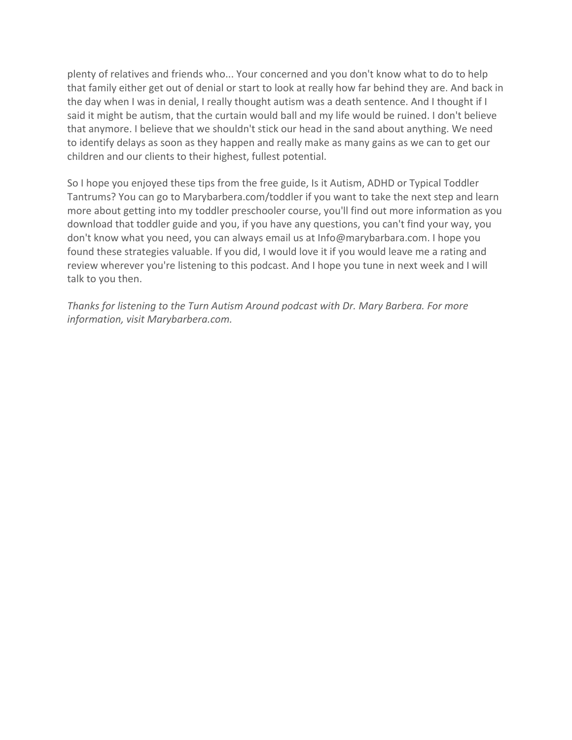plenty of relatives and friends who... Your concerned and you don't know what to do to help that family either get out of denial or start to look at really how far behind they are. And back in the day when I was in denial, I really thought autism was a death sentence. And I thought if I said it might be autism, that the curtain would ball and my life would be ruined. I don't believe that anymore. I believe that we shouldn't stick our head in the sand about anything. We need to identify delays as soon as they happen and really make as many gains as we can to get our children and our clients to their highest, fullest potential.

So I hope you enjoyed these tips from the free guide, Is it Autism, ADHD or Typical Toddler Tantrums? You can go to Marybarbera.com/toddler if you want to take the next step and learn more about getting into my toddler preschooler course, you'll find out more information as you download that toddler guide and you, if you have any questions, you can't find your way, you don't know what you need, you can always email us at Info@marybarbara.com. I hope you found these strategies valuable. If you did, I would love it if you would leave me a rating and review wherever you're listening to this podcast. And I hope you tune in next week and I will talk to you then.

*Thanks for listening to the Turn Autism Around podcast with Dr. Mary Barbera. For more information, visit Marybarbera.com.*